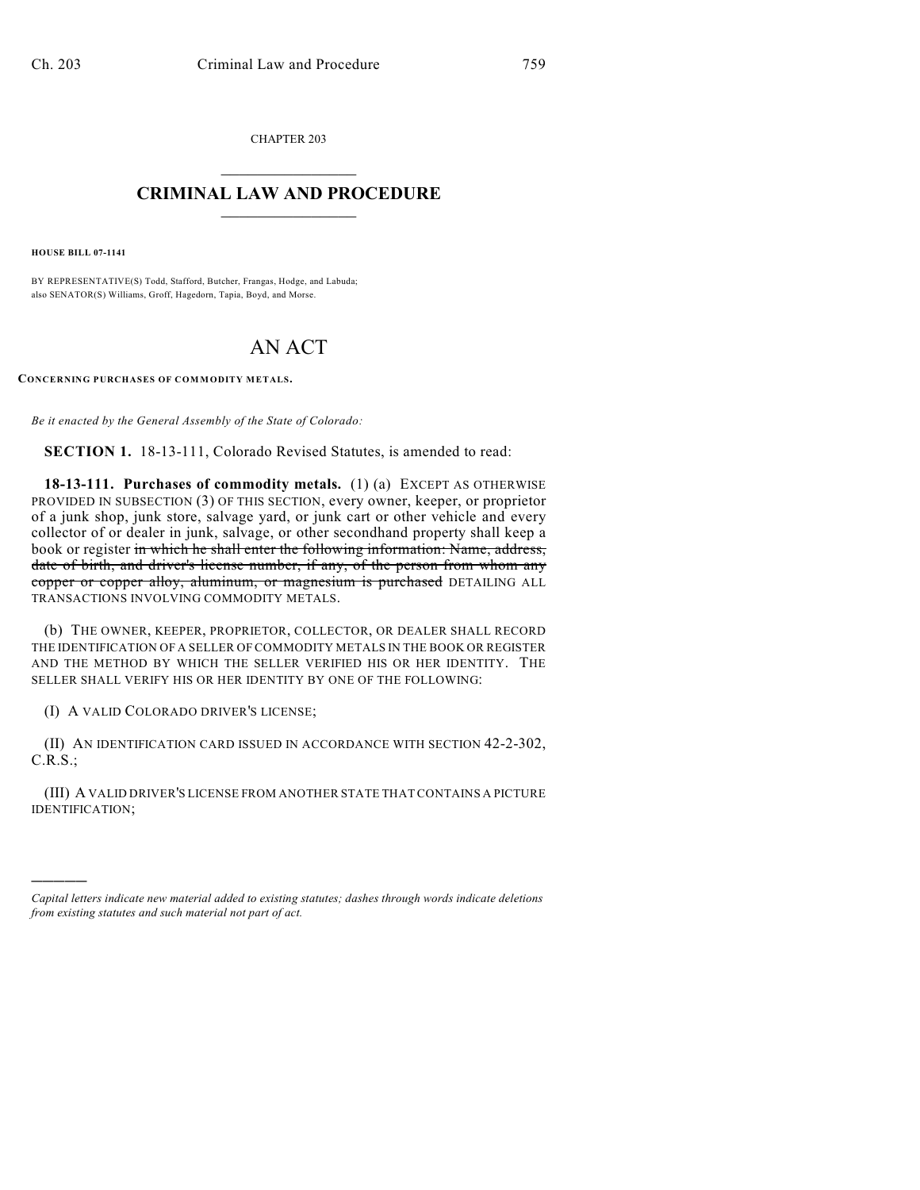CHAPTER 203

# CRIMINAL LAW AND PROCEDURE

**HOUSE BILL 07-1141**

BY REPRESENTATIVE(S) Todd, Stafford, Butcher, Frangas, Hodge, and Labuda;
also SENATOR(S) Williams, Groff, Hagedorn, Tapia, Boyd, and Morse.

# AN ACT

**CONCERNING PURCHASES OF COMMODITY METALS.**

*Be it enacted by the General Assembly of the State of Colorado:*

**SECTION 1.** 18-13-111, Colorado Revised Statutes, is amended to read:

**18-13-111. Purchases of commodity metals.** (1) (a) EXCEPT AS OTHERWISE PROVIDED IN SUBSECTION (3) OF THIS SECTION, every owner, keeper, or proprietor of a junk shop, junk store, salvage yard, or junk cart or other vehicle and every collector of or dealer in junk, salvage, or other secondhand property shall keep a book or register ~~in which he shall enter the following information: Name, address, date of birth, and driver's license number, if any, of the person from whom any copper or copper alloy, aluminum, or magnesium is purchased~~ DETAILING ALL TRANSACTIONS INVOLVING COMMODITY METALS.

(b) THE OWNER, KEEPER, PROPRIETOR, COLLECTOR, OR DEALER SHALL RECORD THE IDENTIFICATION OF A SELLER OF COMMODITY METALS IN THE BOOK OR REGISTER AND THE METHOD BY WHICH THE SELLER VERIFIED HIS OR HER IDENTITY. THE SELLER SHALL VERIFY HIS OR HER IDENTITY BY ONE OF THE FOLLOWING:

(I) A VALID COLORADO DRIVER'S LICENSE;

(II) AN IDENTIFICATION CARD ISSUED IN ACCORDANCE WITH SECTION 42-2-302, C.R.S.;

(III) A VALID DRIVER'S LICENSE FROM ANOTHER STATE THAT CONTAINS A PICTURE IDENTIFICATION;

---

*Capital letters indicate new material added to existing statutes; dashes through words indicate deletions from existing statutes and such material not part of act.*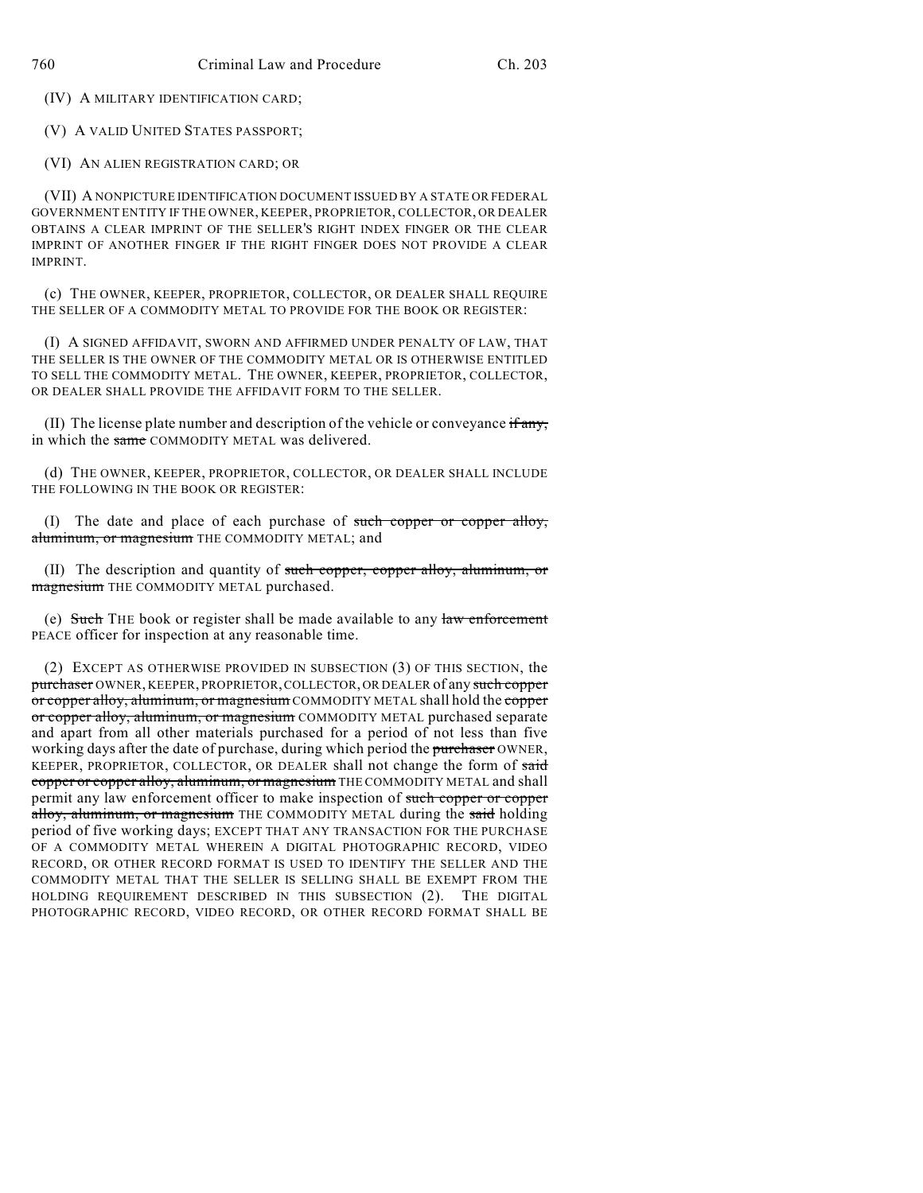(IV) A MILITARY IDENTIFICATION CARD;

(V) A VALID UNITED STATES PASSPORT;

(VI) AN ALIEN REGISTRATION CARD; OR

(VII) A NONPICTURE IDENTIFICATION DOCUMENT ISSUED BY A STATE OR FEDERAL GOVERNMENT ENTITY IF THE OWNER, KEEPER, PROPRIETOR, COLLECTOR, OR DEALER OBTAINS A CLEAR IMPRINT OF THE SELLER'S RIGHT INDEX FINGER OR THE CLEAR IMPRINT OF ANOTHER FINGER IF THE RIGHT FINGER DOES NOT PROVIDE A CLEAR IMPRINT.

(c) THE OWNER, KEEPER, PROPRIETOR, COLLECTOR, OR DEALER SHALL REQUIRE THE SELLER OF A COMMODITY METAL TO PROVIDE FOR THE BOOK OR REGISTER:

(I) A SIGNED AFFIDAVIT, SWORN AND AFFIRMED UNDER PENALTY OF LAW, THAT THE SELLER IS THE OWNER OF THE COMMODITY METAL OR IS OTHERWISE ENTITLED TO SELL THE COMMODITY METAL. THE OWNER, KEEPER, PROPRIETOR, COLLECTOR, OR DEALER SHALL PROVIDE THE AFFIDAVIT FORM TO THE SELLER.

(II) The license plate number and description of the vehicle or conveyance ~~if any,~~ in which the ~~same~~ COMMODITY METAL was delivered.

(d) THE OWNER, KEEPER, PROPRIETOR, COLLECTOR, OR DEALER SHALL INCLUDE THE FOLLOWING IN THE BOOK OR REGISTER:

(I) The date and place of each purchase of ~~such copper or copper alloy, aluminum, or magnesium~~ THE COMMODITY METAL; and

(II) The description and quantity of ~~such copper, copper alloy, aluminum, or magnesium~~ THE COMMODITY METAL purchased.

(e) ~~Such~~ THE book or register shall be made available to any ~~law enforcement~~ PEACE officer for inspection at any reasonable time.

(2) EXCEPT AS OTHERWISE PROVIDED IN SUBSECTION (3) OF THIS SECTION, the ~~purchaser~~ OWNER, KEEPER, PROPRIETOR, COLLECTOR, OR DEALER of any ~~such copper or copper alloy, aluminum, or magnesium~~ COMMODITY METAL shall hold the ~~copper or copper alloy, aluminum, or magnesium~~ COMMODITY METAL purchased separate and apart from all other materials purchased for a period of not less than five working days after the date of purchase, during which period the ~~purchaser~~ OWNER, KEEPER, PROPRIETOR, COLLECTOR, OR DEALER shall not change the form of ~~said copper or copper alloy, aluminum, or magnesium~~ THE COMMODITY METAL and shall permit any law enforcement officer to make inspection of ~~such copper or copper alloy, aluminum, or magnesium~~ THE COMMODITY METAL during the ~~said~~ holding period of five working days; EXCEPT THAT ANY TRANSACTION FOR THE PURCHASE OF A COMMODITY METAL WHEREIN A DIGITAL PHOTOGRAPHIC RECORD, VIDEO RECORD, OR OTHER RECORD FORMAT IS USED TO IDENTIFY THE SELLER AND THE COMMODITY METAL THAT THE SELLER IS SELLING SHALL BE EXEMPT FROM THE HOLDING REQUIREMENT DESCRIBED IN THIS SUBSECTION (2). THE DIGITAL PHOTOGRAPHIC RECORD, VIDEO RECORD, OR OTHER RECORD FORMAT SHALL BE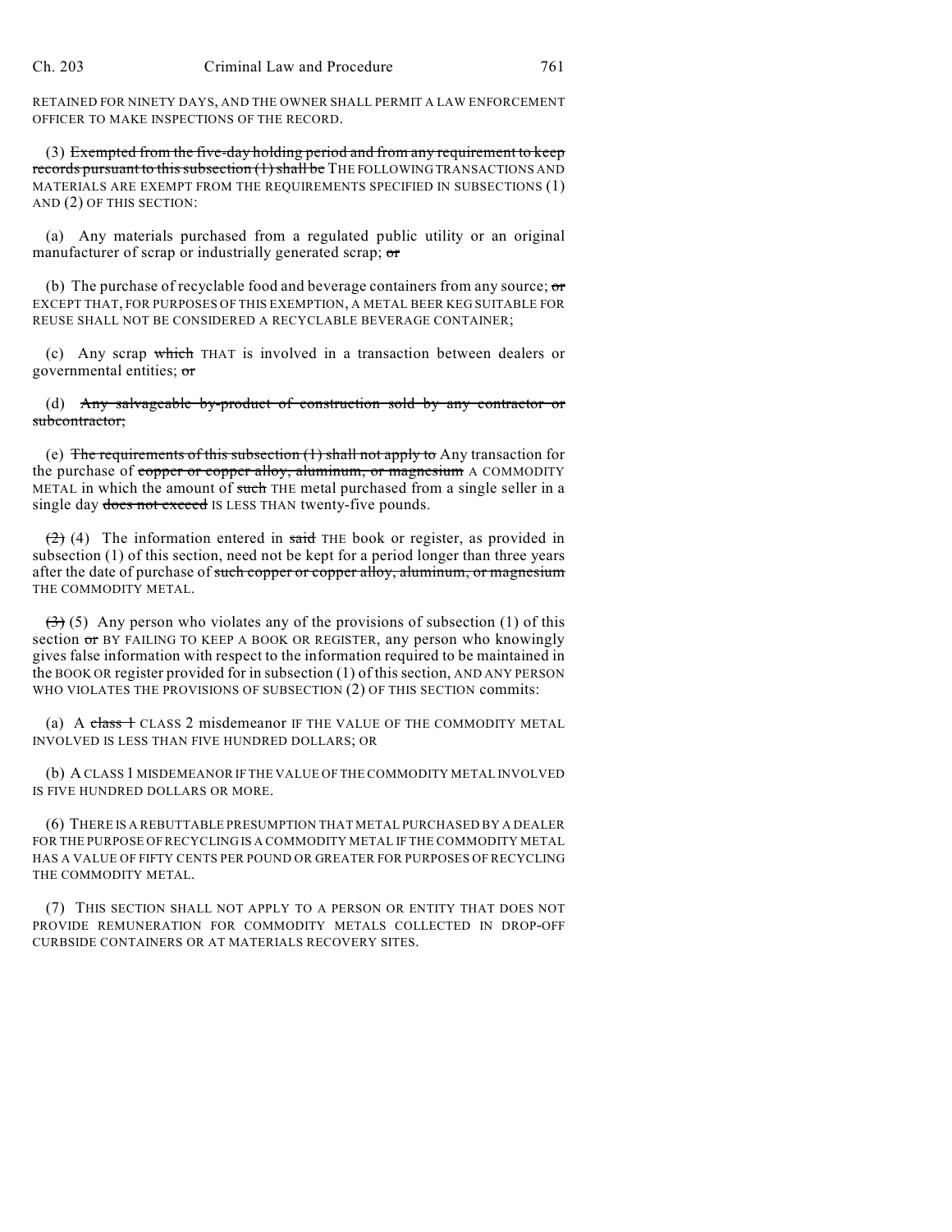RETAINED FOR NINETY DAYS, AND THE OWNER SHALL PERMIT A LAW ENFORCEMENT OFFICER TO MAKE INSPECTIONS OF THE RECORD.

(3) ~~Exempted from the five-day holding period and from any requirement to keep records pursuant to this subsection (1) shall be~~ THE FOLLOWING TRANSACTIONS AND MATERIALS ARE EXEMPT FROM THE REQUIREMENTS SPECIFIED IN SUBSECTIONS (1) AND (2) OF THIS SECTION:

(a) Any materials purchased from a regulated public utility or an original manufacturer of scrap or industrially generated scrap; ~~or~~

(b) The purchase of recyclable food and beverage containers from any source; ~~or~~ EXCEPT THAT, FOR PURPOSES OF THIS EXEMPTION, A METAL BEER KEG SUITABLE FOR REUSE SHALL NOT BE CONSIDERED A RECYCLABLE BEVERAGE CONTAINER;

(c) Any scrap ~~which~~ THAT is involved in a transaction between dealers or governmental entities; ~~or~~

(d) ~~Any salvageable by-product of construction sold by any contractor or subcontractor;~~

(e) ~~The requirements of this subsection (1) shall not apply to~~ Any transaction for the purchase of ~~copper or copper alloy, aluminum, or magnesium~~ A COMMODITY METAL in which the amount of ~~such~~ THE metal purchased from a single seller in a single day ~~does not exceed~~ IS LESS THAN twenty-five pounds.

~~(2)~~ (4) The information entered in ~~said~~ THE book or register, as provided in subsection (1) of this section, need not be kept for a period longer than three years after the date of purchase of ~~such copper or copper alloy, aluminum, or magnesium~~ THE COMMODITY METAL.

~~(3)~~ (5) Any person who violates any of the provisions of subsection (1) of this section ~~or~~ BY FAILING TO KEEP A BOOK OR REGISTER, any person who knowingly gives false information with respect to the information required to be maintained in the BOOK OR register provided for in subsection (1) of this section, AND ANY PERSON WHO VIOLATES THE PROVISIONS OF SUBSECTION (2) OF THIS SECTION commits:

(a) A ~~class 1~~ CLASS 2 misdemeanor IF THE VALUE OF THE COMMODITY METAL INVOLVED IS LESS THAN FIVE HUNDRED DOLLARS; OR

(b) A CLASS 1 MISDEMEANOR IF THE VALUE OF THE COMMODITY METAL INVOLVED IS FIVE HUNDRED DOLLARS OR MORE.

(6) THERE IS A REBUTTABLE PRESUMPTION THAT METAL PURCHASED BY A DEALER FOR THE PURPOSE OF RECYCLING IS A COMMODITY METAL IF THE COMMODITY METAL HAS A VALUE OF FIFTY CENTS PER POUND OR GREATER FOR PURPOSES OF RECYCLING THE COMMODITY METAL.

(7) THIS SECTION SHALL NOT APPLY TO A PERSON OR ENTITY THAT DOES NOT PROVIDE REMUNERATION FOR COMMODITY METALS COLLECTED IN DROP-OFF CURBSIDE CONTAINERS OR AT MATERIALS RECOVERY SITES.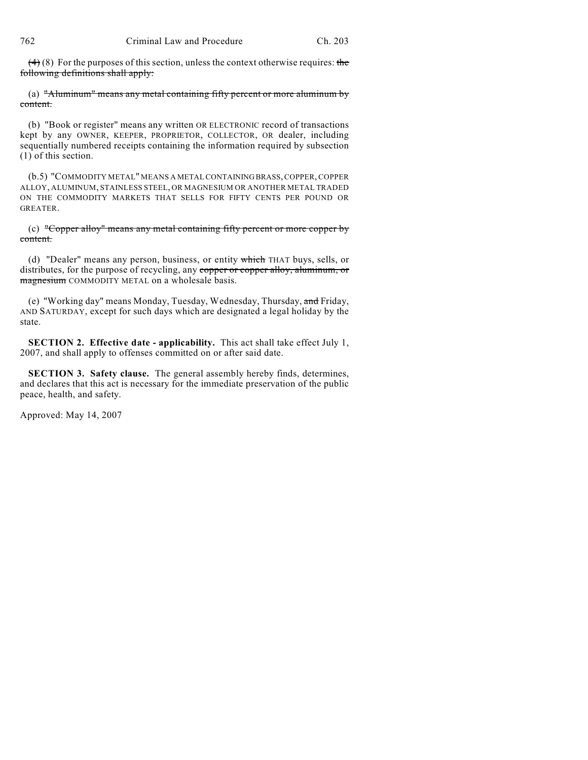~~(4)~~ (8) For the purposes of this section, unless the context otherwise requires: ~~the following definitions shall apply:~~

(a) ~~"Aluminum" means any metal containing fifty percent or more aluminum by content.~~

(b) "Book or register" means any written OR ELECTRONIC record of transactions kept by any OWNER, KEEPER, PROPRIETOR, COLLECTOR, OR dealer, including sequentially numbered receipts containing the information required by subsection (1) of this section.

(b.5) "COMMODITY METAL" MEANS A METAL CONTAINING BRASS, COPPER, COPPER ALLOY, ALUMINUM, STAINLESS STEEL, OR MAGNESIUM OR ANOTHER METAL TRADED ON THE COMMODITY MARKETS THAT SELLS FOR FIFTY CENTS PER POUND OR GREATER.

(c) ~~"Copper alloy" means any metal containing fifty percent or more copper by content.~~

(d) "Dealer" means any person, business, or entity ~~which~~ THAT buys, sells, or distributes, for the purpose of recycling, any ~~copper or copper alloy, aluminum, or magnesium~~ COMMODITY METAL on a wholesale basis.

(e) "Working day" means Monday, Tuesday, Wednesday, Thursday, ~~and~~ Friday, AND SATURDAY, except for such days which are designated a legal holiday by the state.

**SECTION 2. Effective date - applicability.** This act shall take effect July 1, 2007, and shall apply to offenses committed on or after said date.

**SECTION 3. Safety clause.** The general assembly hereby finds, determines, and declares that this act is necessary for the immediate preservation of the public peace, health, and safety.

Approved: May 14, 2007